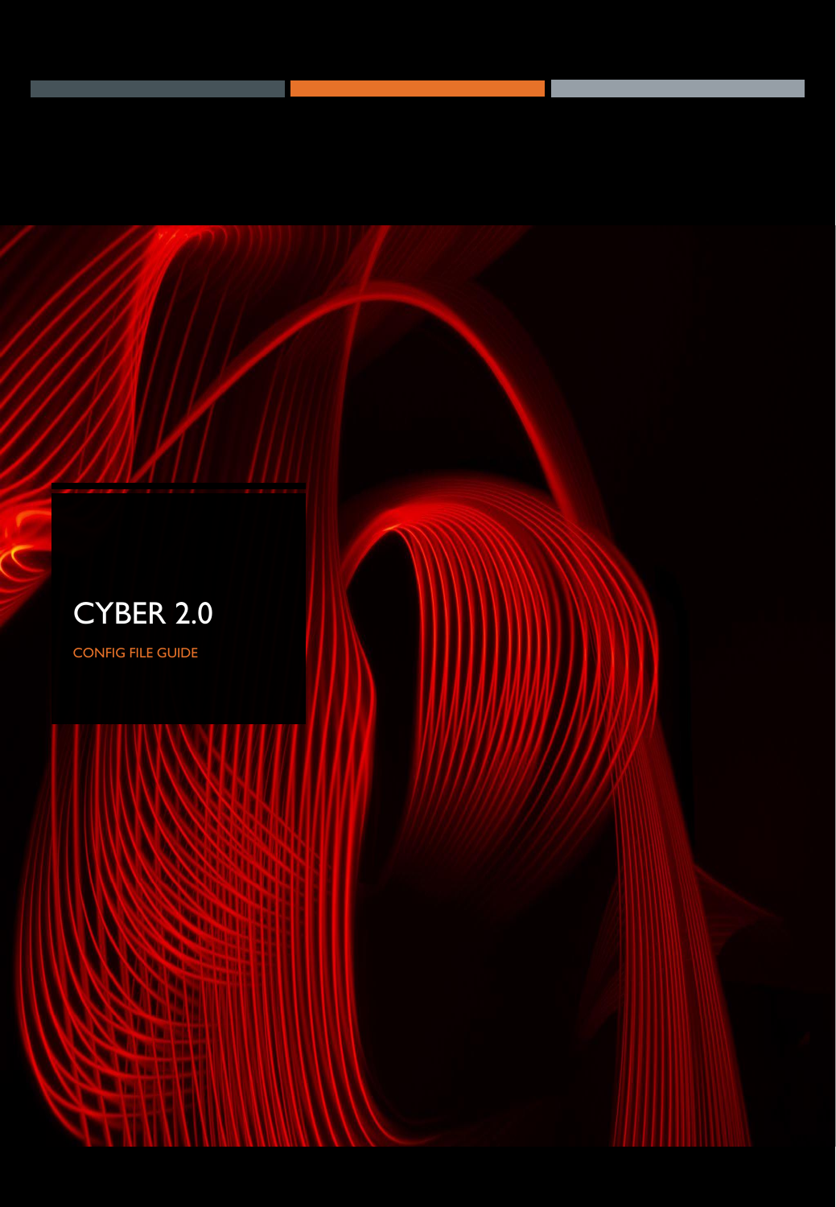# CYBER 2.0

CONFIG FILE GUIDE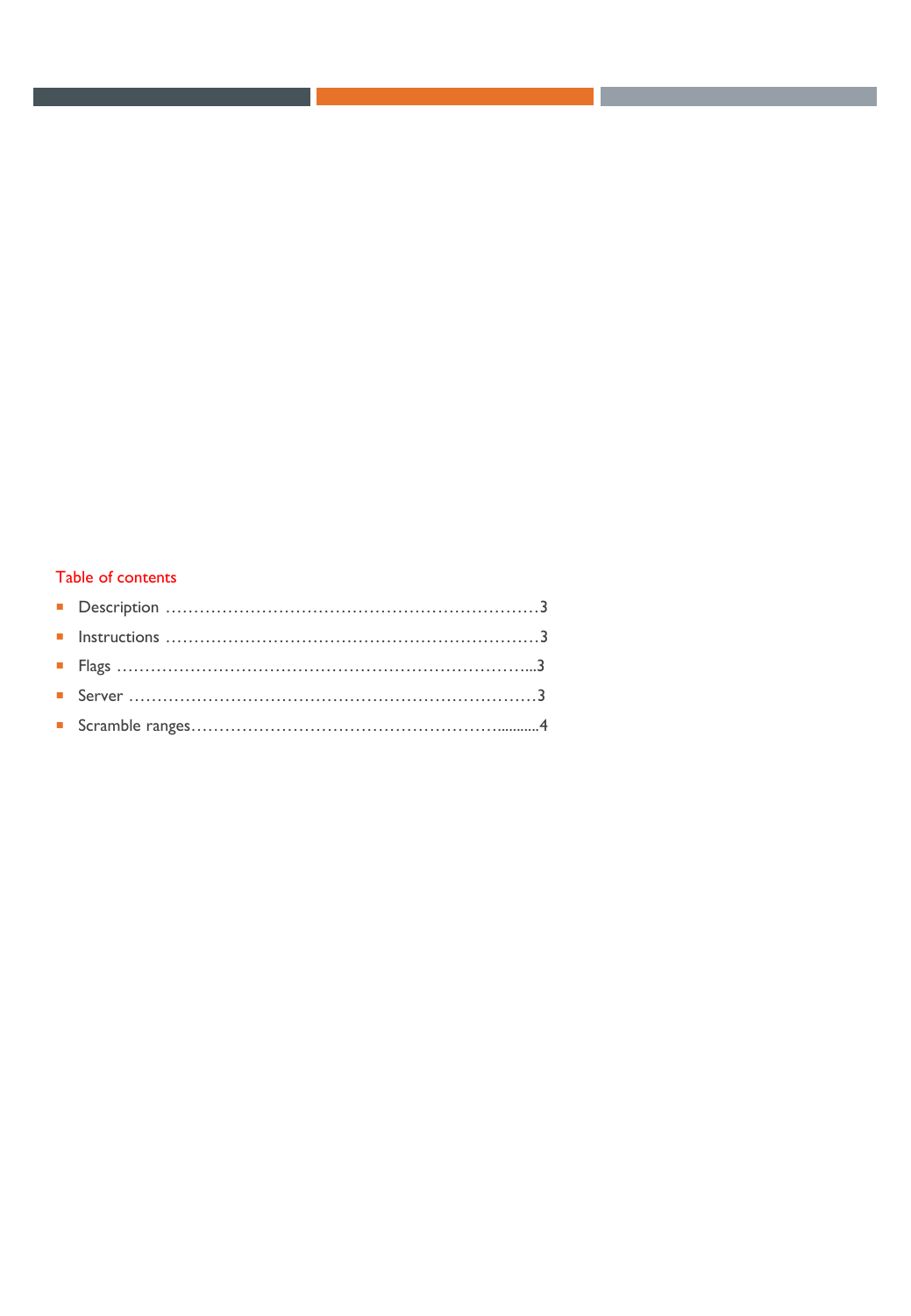## Table of contents

- Description ............................................................3
- Instructions ............................................................3
- Flags ............................................................3
- Server ............................................................3
- Scramble ranges............................................................4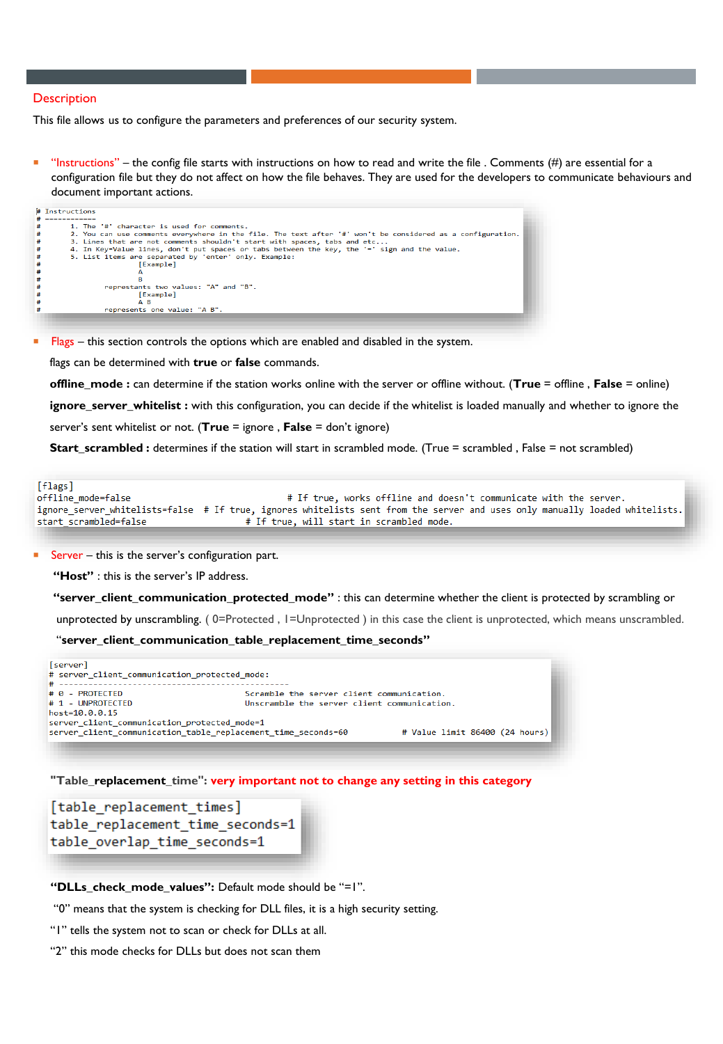## Description

This file allows us to configure the parameters and preferences of our security system.

- "Instructions" – the config file starts with instructions on how to read and write the file . Comments (#) are essential for a configuration file but they do not affect on how the file behaves. They are used for the developers to communicate behaviours and document important actions.

```
# Instructions
# ------------
#       1. The '#' character is used for comments.
#       2. You can use comments everywhere in the file. The text after '#' won't be considered as a configuration.
#       3. Lines that are not comments shouldn't start with spaces, tabs and etc...
#       4. In Key=Value lines, don't put spaces or tabs between the key, the '=' sign and the value.
#       5. List items are separated by 'enter' only. Example:
#                   [Example]
#                   A
#                   B
#           represtants two values: "A" and "B".
#                   [Example]
#                   A B
#           represents one value: "A B".
```

- Flags – this section controls the options which are enabled and disabled in the system.

  flags can be determined with **true** or **false** commands.

  **offline_mode :** can determine if the station works online with the server or offline without. (**True** = offline , **False** = online)

  **ignore_server_whitelist :** with this configuration, you can decide if the whitelist is loaded manually and whether to ignore the server's sent whitelist or not. (**True** = ignore , **False** = don't ignore)

  **Start_scrambled :** determines if the station will start in scrambled mode. (True = scrambled , False = not scrambled)

```
[flags]
offline_mode=false                          # If true, works offline and doesn't communicate with the server.
ignore_server_whitelists=false  # If true, ignores whitelists sent from the server and uses only manually loaded whitelists.
start_scrambled=false                  # If true, will start in scrambled mode.
```

- Server – this is the server's configuration part.

  **"Host"** : this is the server's IP address.

  **"server_client_communication_protected_mode"** : this can determine whether the client is protected by scrambling or unprotected by unscrambling. ( 0=Protected , 1=Unprotected ) in this case the client is unprotected, which means unscrambled.

  "**server_client_communication_table_replacement_time_seconds"**

```
[server]
# server_client_communication_protected_mode:
# ---------------------------------------------
# 0 - PROTECTED                          Scramble the server client communication.
# 1 - UNPROTECTED                        Unscramble the server client communication.
host=10.0.0.15
server_client_communication_protected_mode=1
server_client_communication_table_replacement_time_seconds=60          # Value limit 86400 (24 hours)
```

**"Table_replacement_time": very important not to change any setting in this category**

```
[table_replacement_times]
table_replacement_time_seconds=1
table_overlap_time_seconds=1
```

**"DLLs_check_mode_values":** Default mode should be "=1".

"0" means that the system is checking for DLL files, it is a high security setting.

"1" tells the system not to scan or check for DLLs at all.

"2" this mode checks for DLLs but does not scan them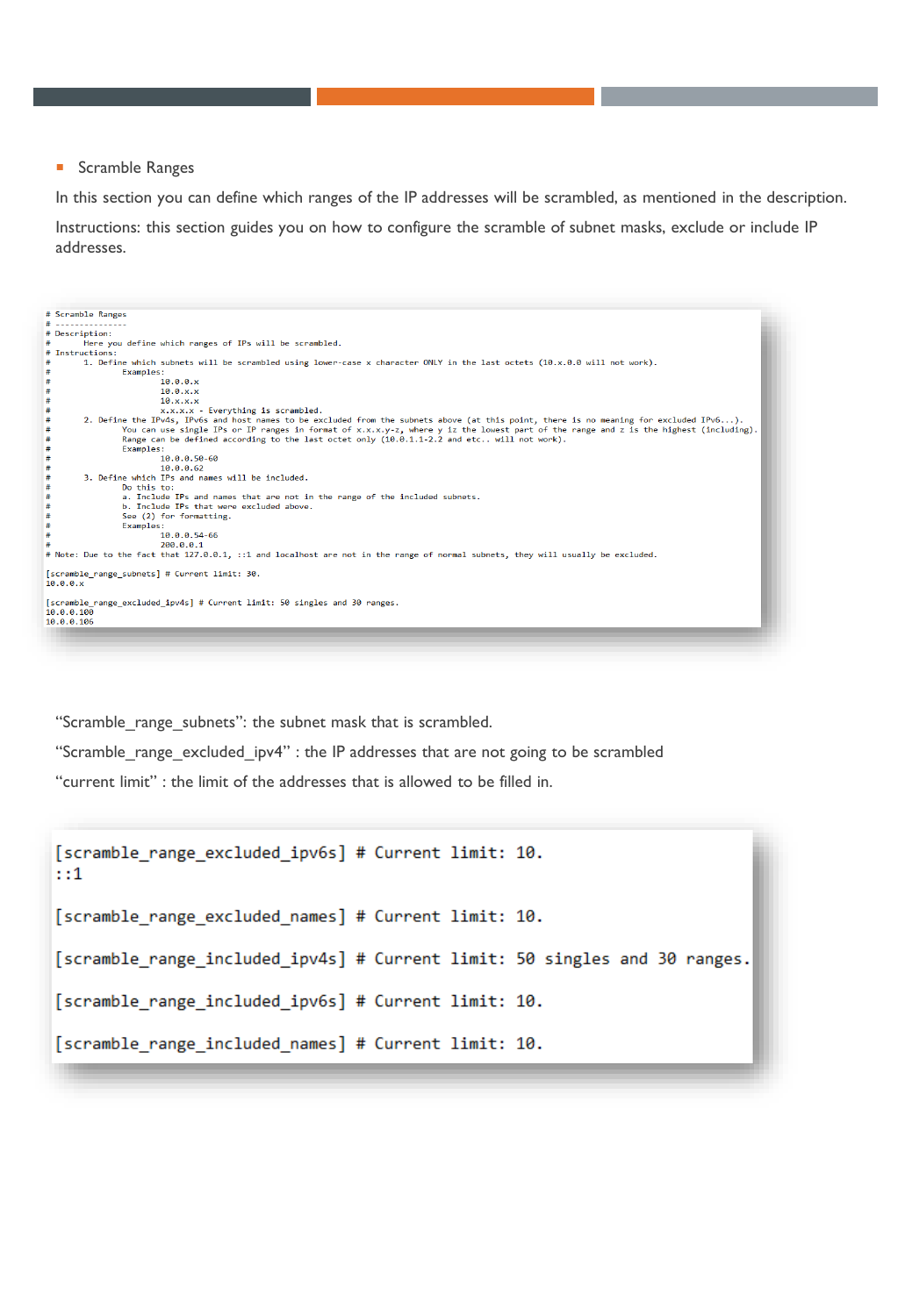- Scramble Ranges

In this section you can define which ranges of the IP addresses will be scrambled, as mentioned in the description.

Instructions: this section guides you on how to configure the scramble of subnet masks, exclude or include IP addresses.

```
# Scramble Ranges
# ---------------
# Description:
#       Here you define which ranges of IPs will be scrambled.
# Instructions:
#       1. Define which subnets will be scrambled using lower-case x character ONLY in the last octets (10.x.0.0 will not work).
#            Examples:
#                 10.0.0.x
#                 10.0.x.x
#                 10.x.x.x
#                 x.x.x.x - Everything is scrambled.
#       2. Define the IPv4s, IPv6s and host names to be excluded from the subnets above (at this point, there is no meaning for excluded IPv6...).
#            You can use single IPs or IP ranges in format of x.x.x.y-z, where y iz the lowest part of the range and z is the highest (including).
#            Range can be defined according to the last octet only (10.0.1.1-2.2 and etc.. will not work).
#            Examples:
#                 10.0.0.50-60
#                 10.0.0.62
#       3. Define which IPs and names will be included.
#            Do this to:
#            a. Include IPs and names that are not in the range of the included subnets.
#            b. Include IPs that were excluded above.
#            See (2) for formatting.
#            Examples:
#                 10.0.0.54-66
#                 200.0.0.1
# Note: Due to the fact that 127.0.0.1, ::1 and localhost are not in the range of normal subnets, they will usually be excluded.

[scramble_range_subnets] # Current limit: 30.
10.0.0.x

[scramble_range_excluded_ipv4s] # Current limit: 50 singles and 30 ranges.
10.0.0.100
10.0.0.106
```

"Scramble_range_subnets": the subnet mask that is scrambled.

"Scramble_range_excluded_ipv4" : the IP addresses that are not going to be scrambled

"current limit" : the limit of the addresses that is allowed to be filled in.

```
[scramble_range_excluded_ipv6s] # Current limit: 10.
::1

[scramble_range_excluded_names] # Current limit: 10.

[scramble_range_included_ipv4s] # Current limit: 50 singles and 30 ranges.

[scramble_range_included_ipv6s] # Current limit: 10.

[scramble_range_included_names] # Current limit: 10.
```